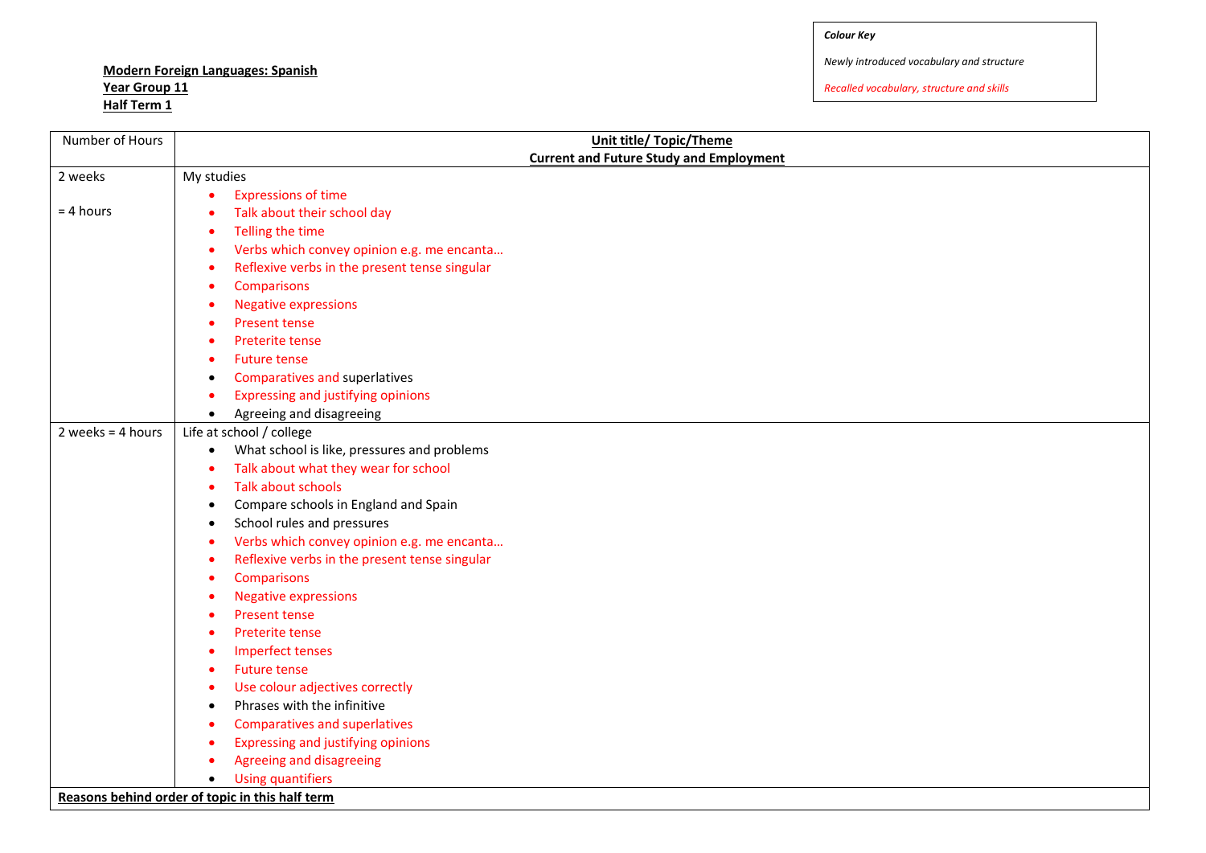**Modern Foreign Languages: Spanish**
**Year Group 11**
**Half Term 1**

*Colour Key*

*Newly introduced vocabulary and structure*

*Recalled vocabulary, structure and skills*

| Number of Hours | **Unit title/ Topic/Theme**<br>**Current and Future Study and Employment** |
|---|---|
| 2 weeks<br><br>= 4 hours | My studies<br>• Expressions of time<br>• Talk about their school day<br>• Telling the time<br>• Verbs which convey opinion e.g. me encanta…<br>• Reflexive verbs in the present tense singular<br>• Comparisons<br>• Negative expressions<br>• Present tense<br>• Preterite tense<br>• Future tense<br>• Comparatives and superlatives<br>• Expressing and justifying opinions<br>• Agreeing and disagreeing |
| 2 weeks = 4 hours | Life at school / college<br>• What school is like, pressures and problems<br>• Talk about what they wear for school<br>• Talk about schools<br>• Compare schools in England and Spain<br>• School rules and pressures<br>• Verbs which convey opinion e.g. me encanta…<br>• Reflexive verbs in the present tense singular<br>• Comparisons<br>• Negative expressions<br>• Present tense<br>• Preterite tense<br>• Imperfect tenses<br>• Future tense<br>• Use colour adjectives correctly<br>• Phrases with the infinitive<br>• Comparatives and superlatives<br>• Expressing and justifying opinions<br>• Agreeing and disagreeing<br>• Using quantifiers |
| **Reasons behind order of topic in this half term** | |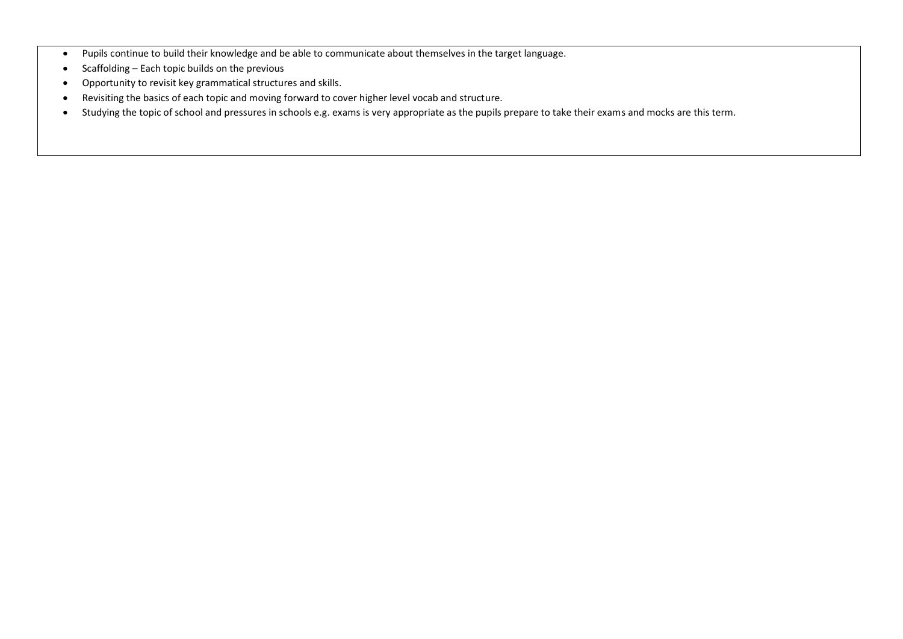- Pupils continue to build their knowledge and be able to communicate about themselves in the target language.
- Scaffolding – Each topic builds on the previous
- Opportunity to revisit key grammatical structures and skills.
- Revisiting the basics of each topic and moving forward to cover higher level vocab and structure.
- Studying the topic of school and pressures in schools e.g. exams is very appropriate as the pupils prepare to take their exams and mocks are this term.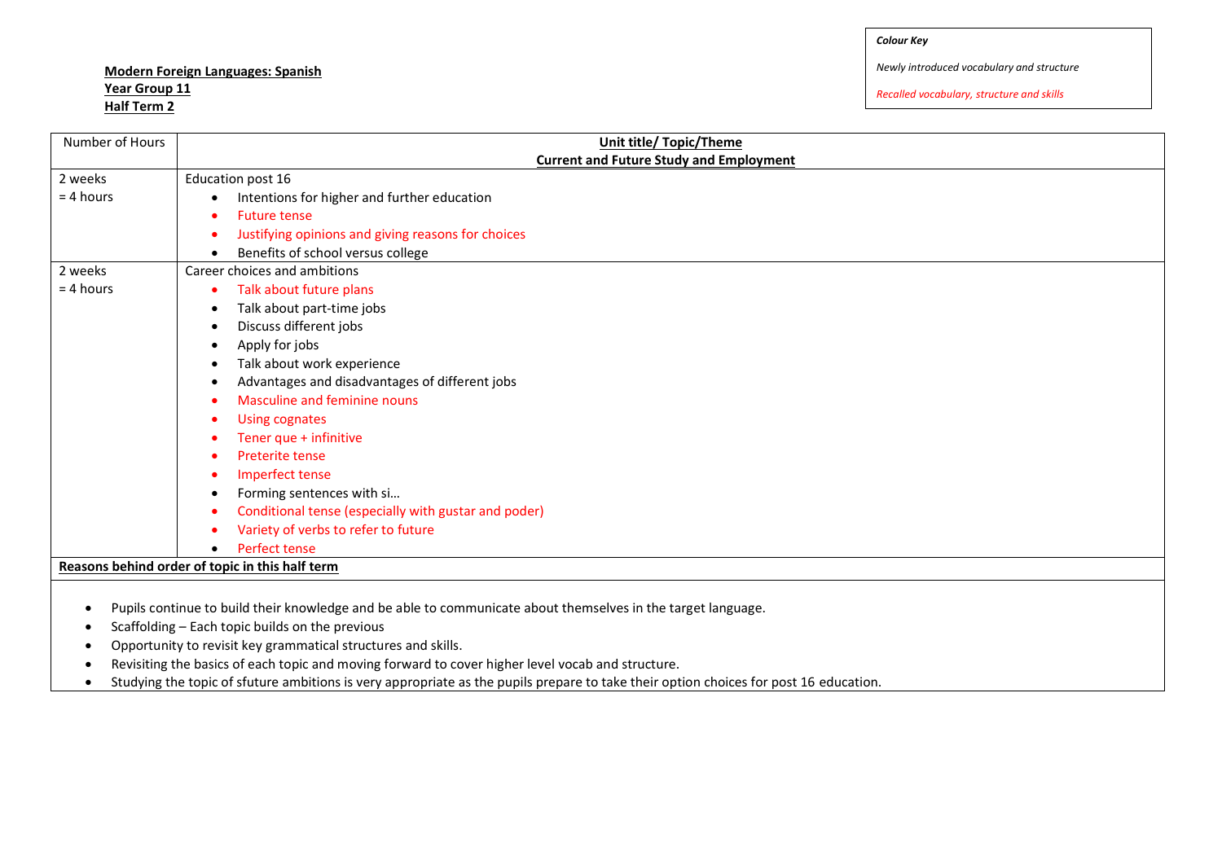**Modern Foreign Languages: Spanish**
**Year Group 11**
**Half Term 2**

> ***Colour Key***
>
> *Newly introduced vocabulary and structure*
>
> *Recalled vocabulary, structure and skills*

| Number of Hours | **Unit title/ Topic/Theme** <br> **Current and Future Study and Employment** |
|---|---|
| 2 weeks <br> = 4 hours | Education post 16 <br> • Intentions for higher and further education <br> • Future tense <br> • Justifying opinions and giving reasons for choices <br> • Benefits of school versus college |
| 2 weeks <br> = 4 hours | Career choices and ambitions <br> • Talk about future plans <br> • Talk about part-time jobs <br> • Discuss different jobs <br> • Apply for jobs <br> • Talk about work experience <br> • Advantages and disadvantages of different jobs <br> • Masculine and feminine nouns <br> • Using cognates <br> • Tener que + infinitive <br> • Preterite tense <br> • Imperfect tense <br> • Forming sentences with si… <br> • Conditional tense (especially with gustar and poder) <br> • Variety of verbs to refer to future <br> • Perfect tense |

**Reasons behind order of topic in this half term**

- Pupils continue to build their knowledge and be able to communicate about themselves in the target language.
- Scaffolding – Each topic builds on the previous
- Opportunity to revisit key grammatical structures and skills.
- Revisiting the basics of each topic and moving forward to cover higher level vocab and structure.
- Studying the topic of sfuture ambitions is very appropriate as the pupils prepare to take their option choices for post 16 education.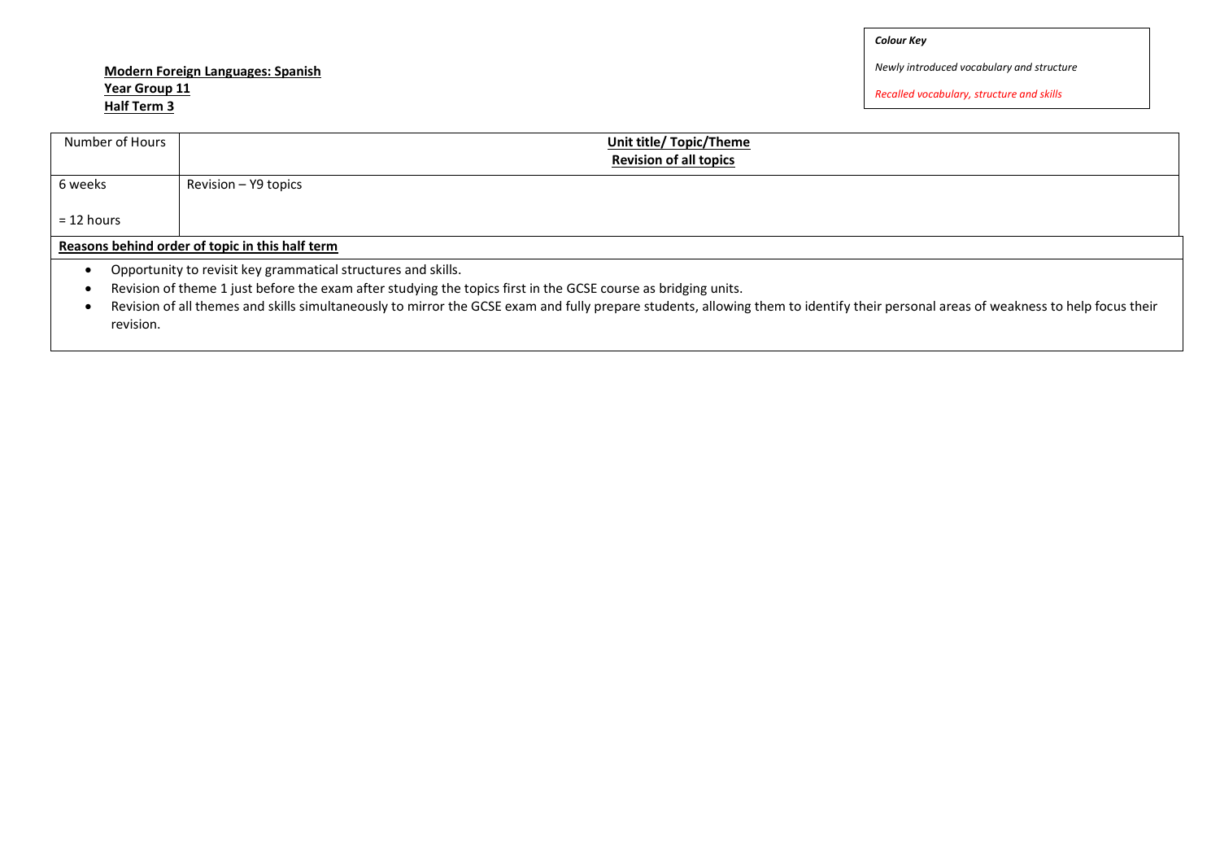***Colour Key***

*Newly introduced vocabulary and structure*

*Recalled vocabulary, structure and skills*

**Modern Foreign Languages: Spanish**
**Year Group 11**
**Half Term 3**

| Number of Hours | **Unit title/ Topic/Theme** **Revision of all topics** |
|---|---|
| 6 weeks<br><br>= 12 hours | Revision – Y9 topics |

**Reasons behind order of topic in this half term**

- Opportunity to revisit key grammatical structures and skills.
- Revision of theme 1 just before the exam after studying the topics first in the GCSE course as bridging units.
- Revision of all themes and skills simultaneously to mirror the GCSE exam and fully prepare students, allowing them to identify their personal areas of weakness to help focus their revision.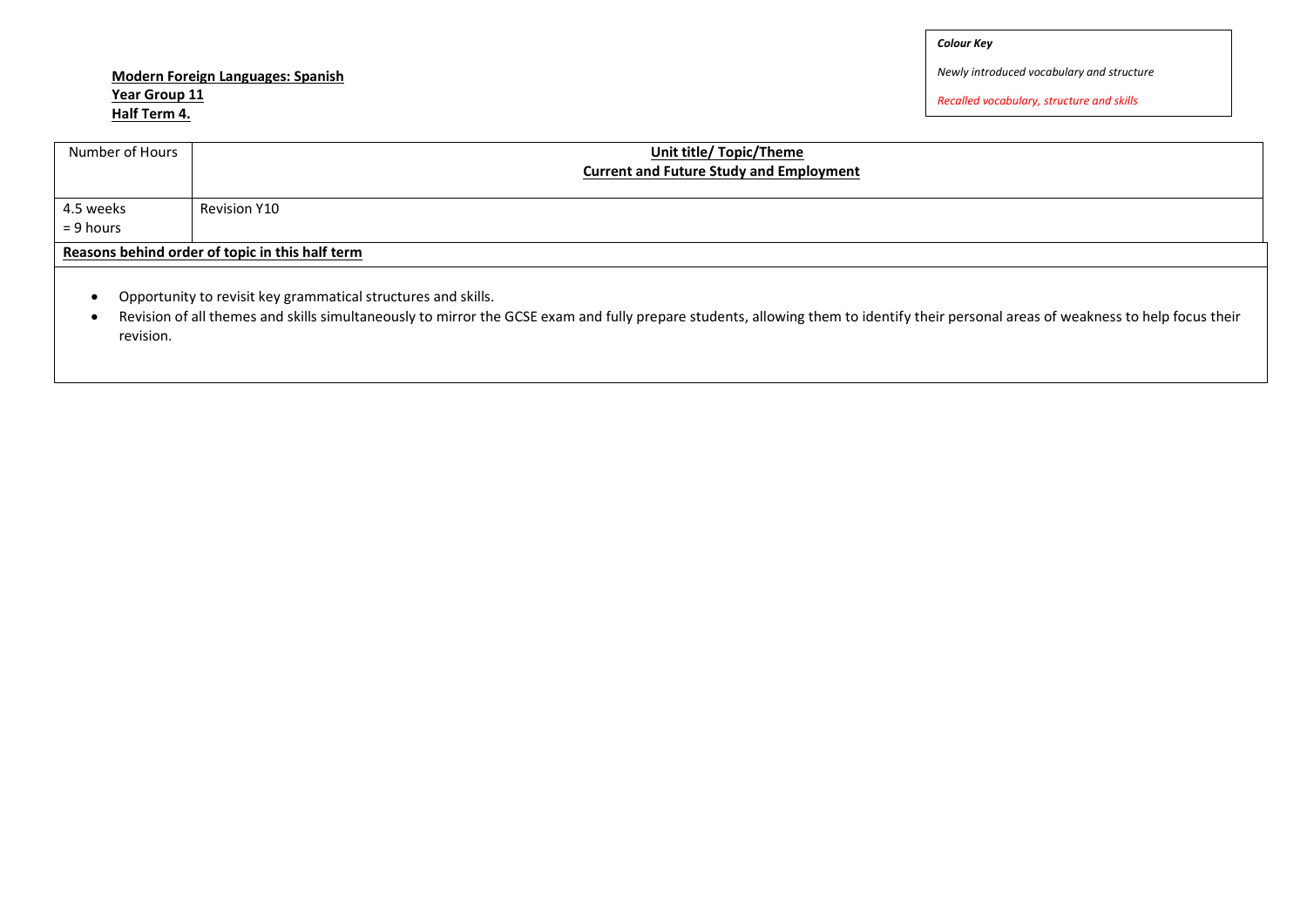**Modern Foreign Languages: Spanish**
**Year Group 11**
**Half Term 4.**

***Colour Key***

*Newly introduced vocabulary and structure*

*Recalled vocabulary, structure and skills*

| Number of Hours | Unit title/ Topic/Theme<br>Current and Future Study and Employment |
|---|---|
| 4.5 weeks<br>= 9 hours | Revision Y10 |

**Reasons behind order of topic in this half term**

- Opportunity to revisit key grammatical structures and skills.
- Revision of all themes and skills simultaneously to mirror the GCSE exam and fully prepare students, allowing them to identify their personal areas of weakness to help focus their revision.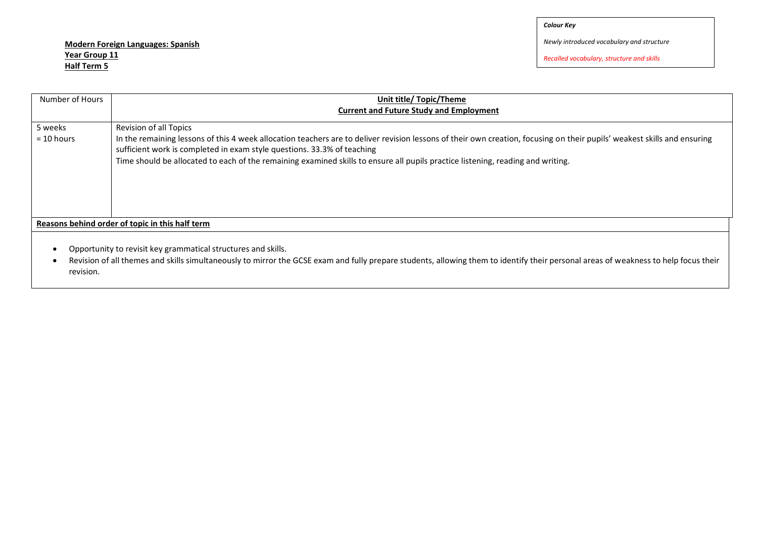**Modern Foreign Languages: Spanish**
**Year Group 11**
**Half Term 5**

*Colour Key*

*Newly introduced vocabulary and structure*

*Recalled vocabulary, structure and skills*

| Number of Hours | **Unit title/ Topic/Theme** **Current and Future Study and Employment** |
|---|---|
| 5 weeks = 10 hours | Revision of all Topics<br>In the remaining lessons of this 4 week allocation teachers are to deliver revision lessons of their own creation, focusing on their pupils' weakest skills and ensuring sufficient work is completed in exam style questions. 33.3% of teaching<br>Time should be allocated to each of the remaining examined skills to ensure all pupils practice listening, reading and writing. |

**Reasons behind order of topic in this half term**

- Opportunity to revisit key grammatical structures and skills.
- Revision of all themes and skills simultaneously to mirror the GCSE exam and fully prepare students, allowing them to identify their personal areas of weakness to help focus their revision.